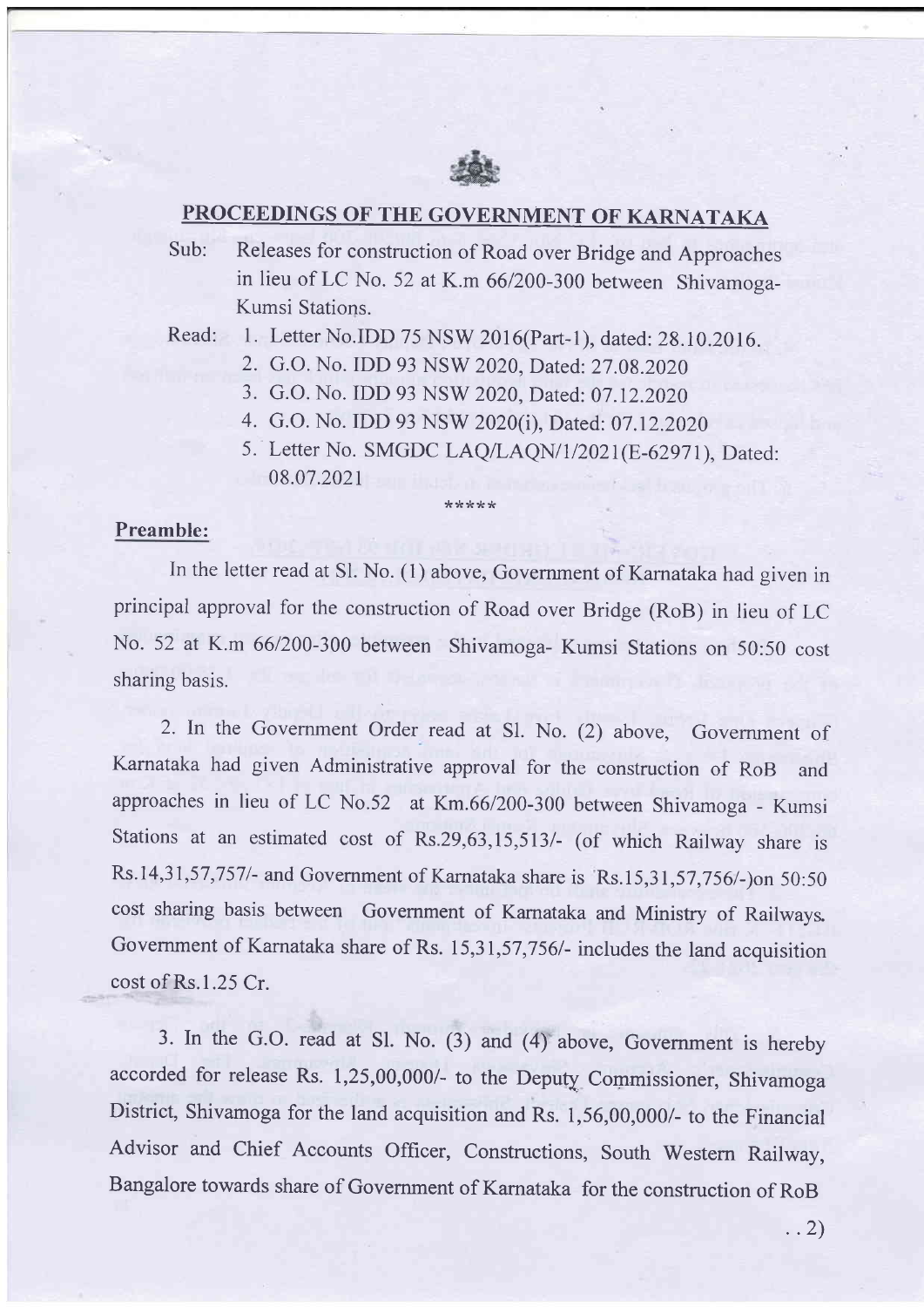## PROCEEDINGS OF THE GOVERNMENT OF KARNATAKA

Sub: Releases for construction of Road over Bridge and Approaches in lieu of LC No. 52 at K.m 66/200-300 between Shivamoga-Kumsi Stations.

Read:
1. Letter No.IDD 75 NSW 2016(Part-1), dated: 28.10.2016.
2. G.O. No. IDD 93 NSW 2020, Dated: 27.08.2020
3. G.O. No. IDD 93 NSW 2020, Dated: 07.12.2020
4. G.O. No. IDD 93 NSW 2020(i), Dated: 07.12.2020
5. Letter No. SMGDC LAQ/LAQN/1/2021(E-62971), Dated: 08.07.2021

*****

**Preamble:**

In the letter read at Sl. No. (1) above, Government of Karnataka had given in principal approval for the construction of Road over Bridge (RoB) in lieu of LC No. 52 at K.m 66/200-300 between Shivamoga- Kumsi Stations on 50:50 cost sharing basis.

2. In the Government Order read at Sl. No. (2) above, Government of Karnataka had given Administrative approval for the construction of RoB and approaches in lieu of LC No.52 at Km.66/200-300 between Shivamoga - Kumsi Stations at an estimated cost of Rs.29,63,15,513/- (of which Railway share is Rs.14,31,57,757/- and Government of Karnataka share is Rs.15,31,57,756/-)on 50:50 cost sharing basis between Government of Karnataka and Ministry of Railways. Government of Karnataka share of Rs. 15,31,57,756/- includes the land acquisition cost of Rs.1.25 Cr.

3. In the G.O. read at Sl. No. (3) and (4) above, Government is hereby accorded for release Rs. 1,25,00,000/- to the Deputy Commissioner, Shivamoga District, Shivamoga for the land acquisition and Rs. 1,56,00,000/- to the Financial Advisor and Chief Accounts Officer, Constructions, South Western Railway, Bangalore towards share of Government of Karnataka for the construction of RoB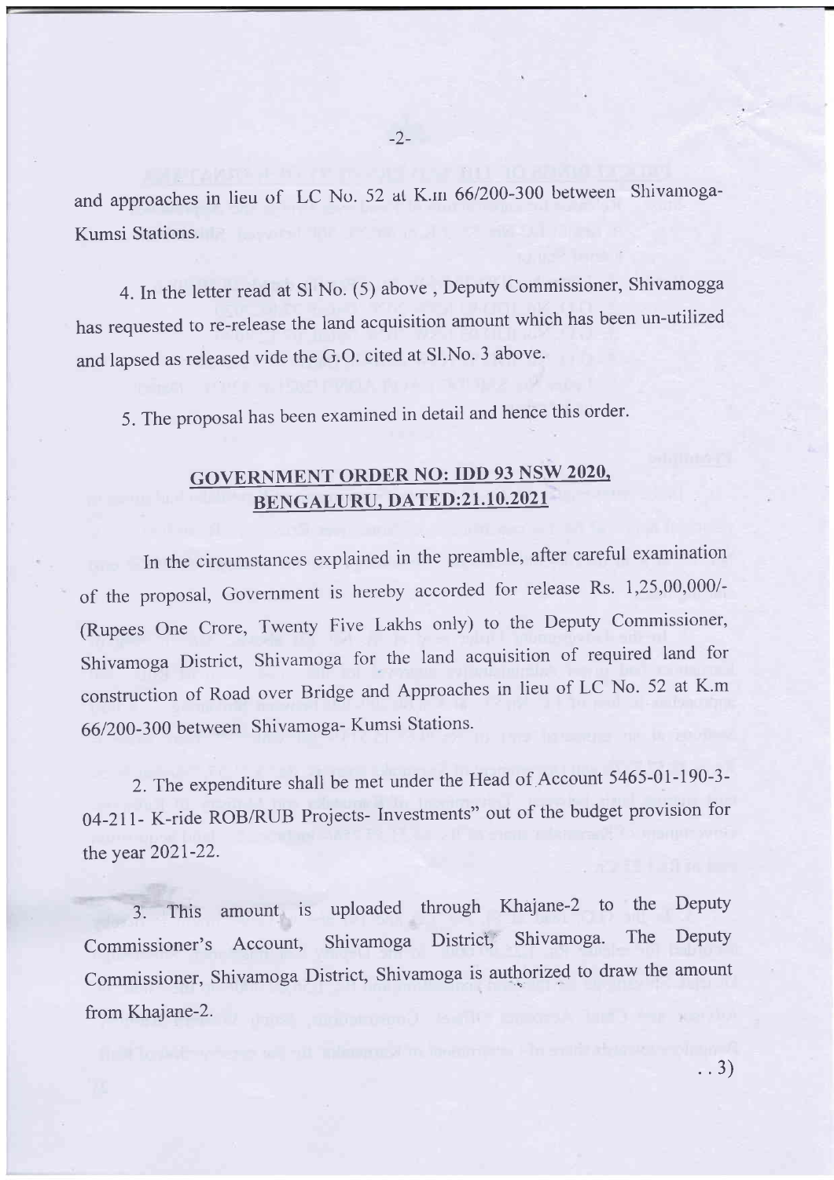and approaches in lieu of LC No. 52 at K.m 66/200-300 between Shivamoga-Kumsi Stations.

4. In the letter read at Sl No. (5) above , Deputy Commissioner, Shivamogga has requested to re-release the land acquisition amount which has been un-utilized and lapsed as released vide the G.O. cited at Sl.No. 3 above.

5. The proposal has been examined in detail and hence this order.

## GOVERNMENT ORDER NO: IDD 93 NSW 2020, BENGALURU, DATED:21.10.2021

In the circumstances explained in the preamble, after careful examination of the proposal, Government is hereby accorded for release Rs. 1,25,00,000/- (Rupees One Crore, Twenty Five Lakhs only) to the Deputy Commissioner, Shivamoga District, Shivamoga for the land acquisition of required land for construction of Road over Bridge and Approaches in lieu of LC No. 52 at K.m 66/200-300 between Shivamoga- Kumsi Stations.

2. The expenditure shall be met under the Head of Account 5465-01-190-3-04-211- K-ride ROB/RUB Projects- Investments" out of the budget provision for the year 2021-22.

3. This amount is uploaded through Khajane-2 to the Deputy Commissioner's Account, Shivamoga District, Shivamoga. The Deputy Commissioner, Shivamoga District, Shivamoga is authorized to draw the amount from Khajane-2.

..3)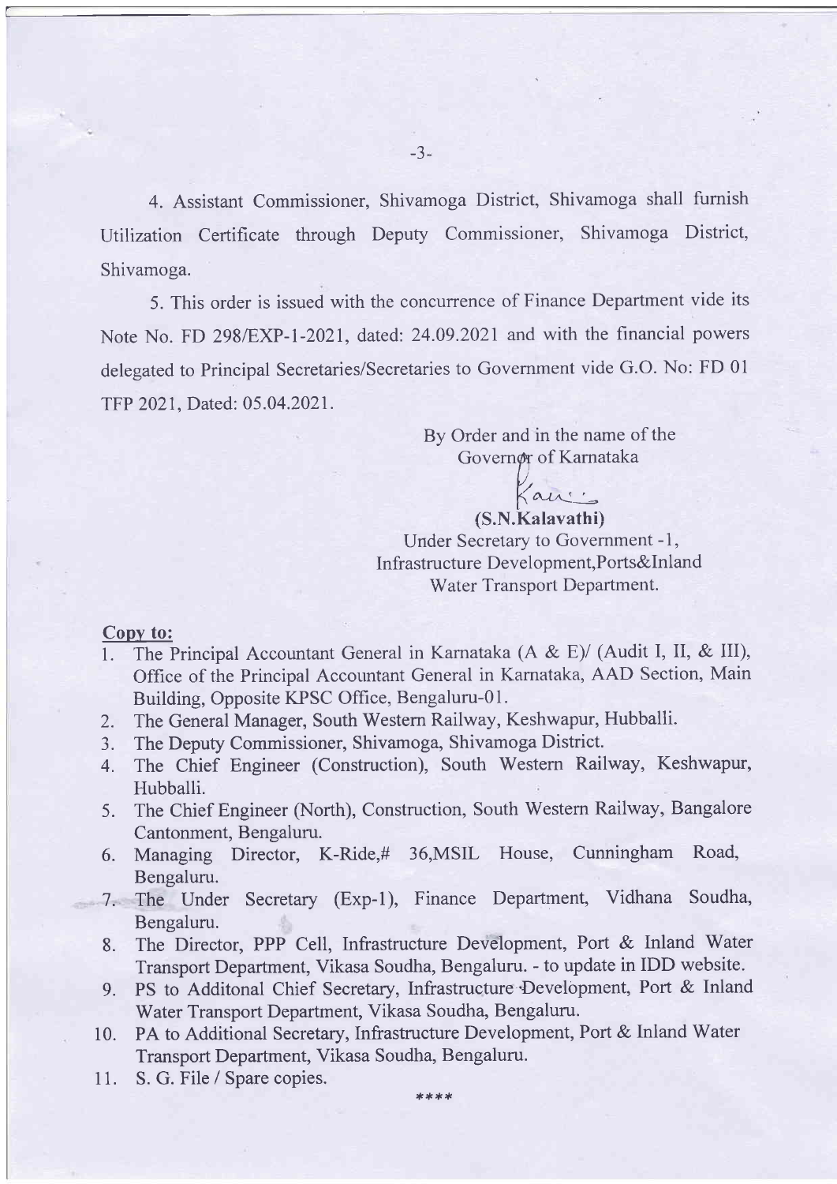4. Assistant Commissioner, Shivamoga District, Shivamoga shall furnish Utilization Certificate through Deputy Commissioner, Shivamoga District, Shivamoga.

5. This order is issued with the concurrence of Finance Department vide its Note No. FD 298/EXP-1-2021, dated: 24.09.2021 and with the financial powers delegated to Principal Secretaries/Secretaries to Government vide G.O. No: FD 01 TFP 2021, Dated: 05.04.2021.

By Order and in the name of the
Governor of Karnataka

**(S.N.Kalavathi)**
Under Secretary to Government -1,
Infrastructure Development,Ports&Inland
Water Transport Department.

**Copy to:**

1. The Principal Accountant General in Karnataka (A & E)/ (Audit I, II, & III), Office of the Principal Accountant General in Karnataka, AAD Section, Main Building, Opposite KPSC Office, Bengaluru-01.
2. The General Manager, South Western Railway, Keshwapur, Hubballi.
3. The Deputy Commissioner, Shivamoga, Shivamoga District.
4. The Chief Engineer (Construction), South Western Railway, Keshwapur, Hubballi.
5. The Chief Engineer (North), Construction, South Western Railway, Bangalore Cantonment, Bengaluru.
6. Managing Director, K-Ride,# 36,MSIL House, Cunningham Road, Bengaluru.
7. The Under Secretary (Exp-1), Finance Department, Vidhana Soudha, Bengaluru.
8. The Director, PPP Cell, Infrastructure Development, Port & Inland Water Transport Department, Vikasa Soudha, Bengaluru. - to update in IDD website.
9. PS to Additonal Chief Secretary, Infrastructure Development, Port & Inland Water Transport Department, Vikasa Soudha, Bengaluru.
10. PA to Additional Secretary, Infrastructure Development, Port & Inland Water Transport Department, Vikasa Soudha, Bengaluru.
11. S. G. File / Spare copies.

****